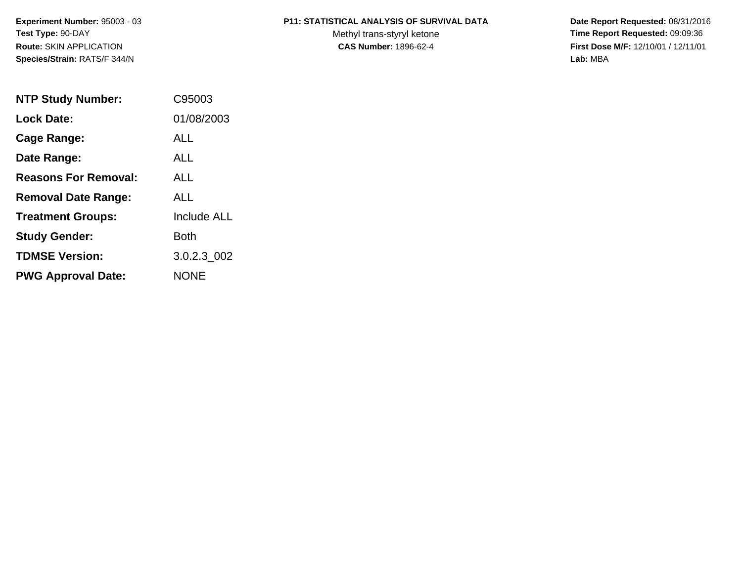**Experiment Number:** 95003 - 03
**Test Type:** 90-DAY
**Route:** SKIN APPLICATION
**Species/Strain:** RATS/F 344/N

**P11: STATISTICAL ANALYSIS OF SURVIVAL DATA**
Methyl trans-styryl ketone
**CAS Number:** 1896-62-4

**Date Report Requested:** 08/31/2016
**Time Report Requested:** 09:09:36
**First Dose M/F:** 12/10/01 / 12/11/01
**Lab:** MBA

| | |
|---|---|
| **NTP Study Number:** | C95003 |
| **Lock Date:** | 01/08/2003 |
| **Cage Range:** | ALL |
| **Date Range:** | ALL |
| **Reasons For Removal:** | ALL |
| **Removal Date Range:** | ALL |
| **Treatment Groups:** | Include ALL |
| **Study Gender:** | Both |
| **TDMSE Version:** | 3.0.2.3_002 |
| **PWG Approval Date:** | NONE |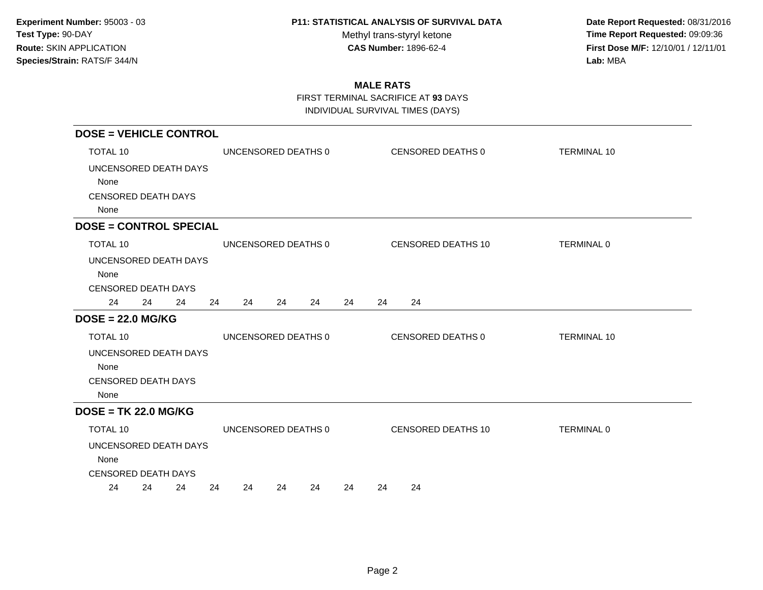**Experiment Number:** 95003 - 03
**Test Type:** 90-DAY
**Route:** SKIN APPLICATION
**Species/Strain:** RATS/F 344/N

**P11: STATISTICAL ANALYSIS OF SURVIVAL DATA**
Methyl trans-styryl ketone
**CAS Number:** 1896-62-4

**Date Report Requested:** 08/31/2016
**Time Report Requested:** 09:09:36
**First Dose M/F:** 12/10/01 / 12/11/01
**Lab:** MBA

## MALE RATS

FIRST TERMINAL SACRIFICE AT **93** DAYS
INDIVIDUAL SURVIVAL TIMES (DAYS)

### DOSE = VEHICLE CONTROL

TOTAL 10 | UNCENSORED DEATHS 0 | CENSORED DEATHS 0 | TERMINAL 10

UNCENSORED DEATH DAYS
None

CENSORED DEATH DAYS
None

### DOSE = CONTROL SPECIAL

TOTAL 10 | UNCENSORED DEATHS 0 | CENSORED DEATHS 10 | TERMINAL 0

UNCENSORED DEATH DAYS
None

CENSORED DEATH DAYS
24 24 24 24 24 24 24 24 24 24

### DOSE = 22.0 MG/KG

TOTAL 10 | UNCENSORED DEATHS 0 | CENSORED DEATHS 0 | TERMINAL 10

UNCENSORED DEATH DAYS
None

CENSORED DEATH DAYS
None

### DOSE = TK 22.0 MG/KG

TOTAL 10 | UNCENSORED DEATHS 0 | CENSORED DEATHS 10 | TERMINAL 0

UNCENSORED DEATH DAYS
None

CENSORED DEATH DAYS
24 24 24 24 24 24 24 24 24 24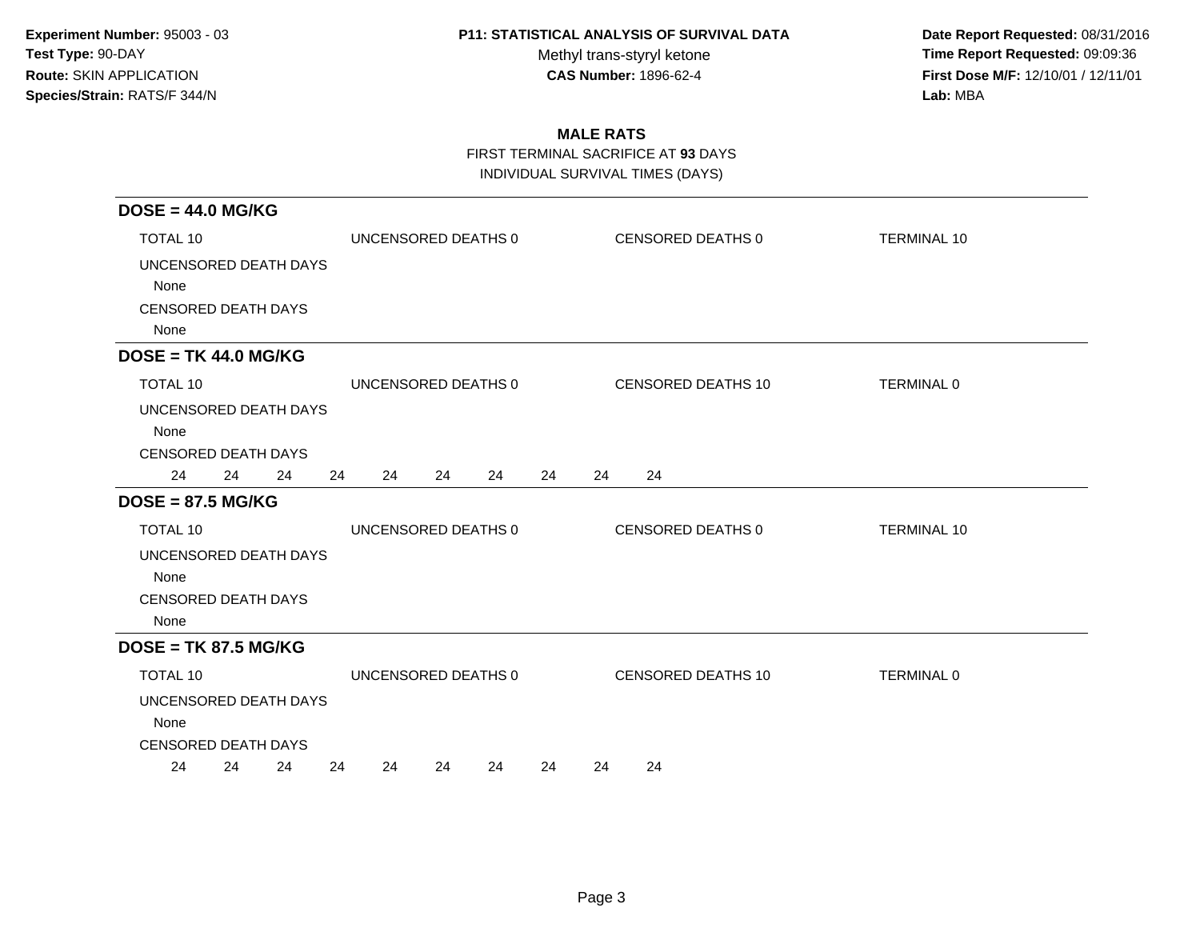**Experiment Number:** 95003 - 03
**Test Type:** 90-DAY
**Route:** SKIN APPLICATION
**Species/Strain:** RATS/F 344/N

**P11: STATISTICAL ANALYSIS OF SURVIVAL DATA**
Methyl trans-styryl ketone
**CAS Number:** 1896-62-4

**Date Report Requested:** 08/31/2016
**Time Report Requested:** 09:09:36
**First Dose M/F:** 12/10/01 / 12/11/01
**Lab:** MBA

## MALE RATS

FIRST TERMINAL SACRIFICE AT **93** DAYS
INDIVIDUAL SURVIVAL TIMES (DAYS)

### DOSE = 44.0 MG/KG

TOTAL 10 | UNCENSORED DEATHS 0 | CENSORED DEATHS 0 | TERMINAL 10

UNCENSORED DEATH DAYS
None

CENSORED DEATH DAYS
None

### DOSE = TK 44.0 MG/KG

TOTAL 10 | UNCENSORED DEATHS 0 | CENSORED DEATHS 10 | TERMINAL 0

UNCENSORED DEATH DAYS
None

CENSORED DEATH DAYS
24 24 24 24 24 24 24 24 24 24

### DOSE = 87.5 MG/KG

TOTAL 10 | UNCENSORED DEATHS 0 | CENSORED DEATHS 0 | TERMINAL 10

UNCENSORED DEATH DAYS
None

CENSORED DEATH DAYS
None

### DOSE = TK 87.5 MG/KG

TOTAL 10 | UNCENSORED DEATHS 0 | CENSORED DEATHS 10 | TERMINAL 0

UNCENSORED DEATH DAYS
None

CENSORED DEATH DAYS
24 24 24 24 24 24 24 24 24 24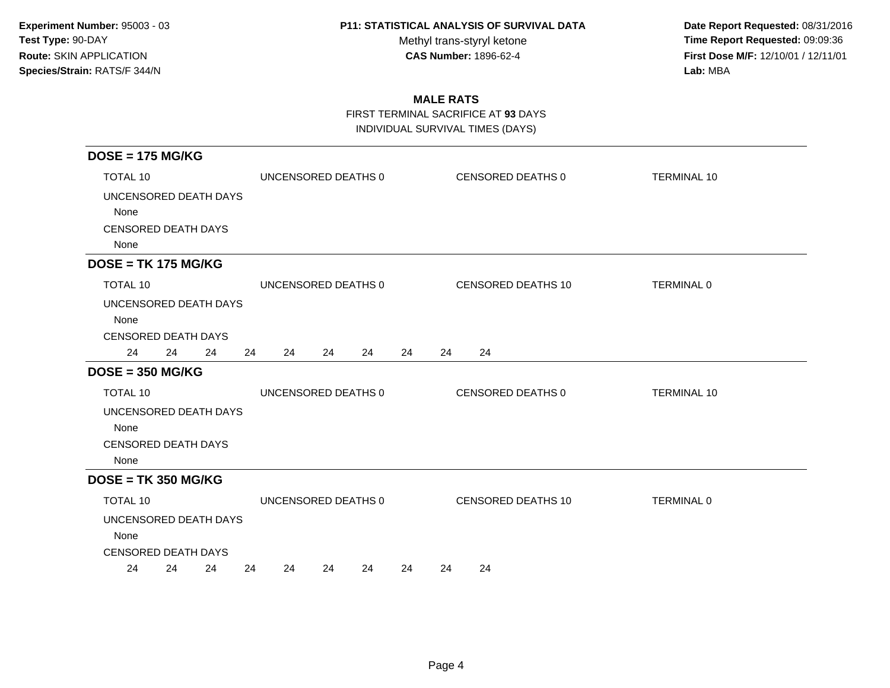**Experiment Number:** 95003 - 03
**Test Type:** 90-DAY
**Route:** SKIN APPLICATION
**Species/Strain:** RATS/F 344/N

**P11: STATISTICAL ANALYSIS OF SURVIVAL DATA**
Methyl trans-styryl ketone
**CAS Number:** 1896-62-4

**Date Report Requested:** 08/31/2016
**Time Report Requested:** 09:09:36
**First Dose M/F:** 12/10/01 / 12/11/01
**Lab:** MBA

## MALE RATS

FIRST TERMINAL SACRIFICE AT **93** DAYS
INDIVIDUAL SURVIVAL TIMES (DAYS)

### DOSE = 175 MG/KG

TOTAL 10 | UNCENSORED DEATHS 0 | CENSORED DEATHS 0 | TERMINAL 10

UNCENSORED DEATH DAYS
None

CENSORED DEATH DAYS
None

### DOSE = TK 175 MG/KG

TOTAL 10 | UNCENSORED DEATHS 0 | CENSORED DEATHS 10 | TERMINAL 0

UNCENSORED DEATH DAYS
None

CENSORED DEATH DAYS
24 24 24 24 24 24 24 24 24 24

### DOSE = 350 MG/KG

TOTAL 10 | UNCENSORED DEATHS 0 | CENSORED DEATHS 0 | TERMINAL 10

UNCENSORED DEATH DAYS
None

CENSORED DEATH DAYS
None

### DOSE = TK 350 MG/KG

TOTAL 10 | UNCENSORED DEATHS 0 | CENSORED DEATHS 10 | TERMINAL 0

UNCENSORED DEATH DAYS
None

CENSORED DEATH DAYS
24 24 24 24 24 24 24 24 24 24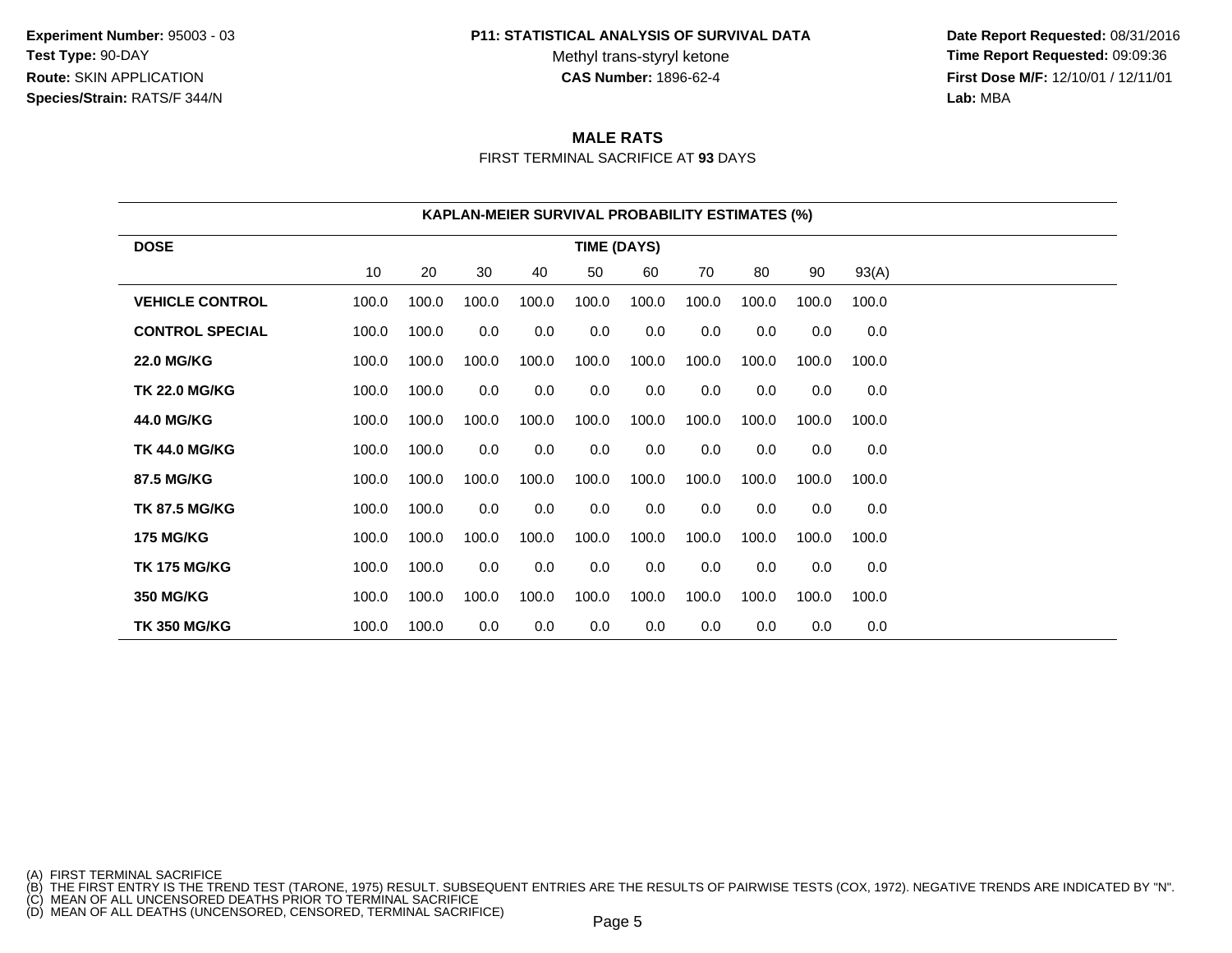**Experiment Number:** 95003 - 03
**Test Type:** 90-DAY
**Route:** SKIN APPLICATION
**Species/Strain:** RATS/F 344/N

**P11: STATISTICAL ANALYSIS OF SURVIVAL DATA**
Methyl trans-styryl ketone
**CAS Number:** 1896-62-4

**Date Report Requested:** 08/31/2016
**Time Report Requested:** 09:09:36
**First Dose M/F:** 12/10/01 / 12/11/01
**Lab:** MBA

## MALE RATS

FIRST TERMINAL SACRIFICE AT **93** DAYS

**KAPLAN-MEIER SURVIVAL PROBABILITY ESTIMATES (%)**

| DOSE | TIME (DAYS) | | | | | | | | | |
|---|---|---|---|---|---|---|---|---|---|---|
| | 10 | 20 | 30 | 40 | 50 | 60 | 70 | 80 | 90 | 93(A) |
| **VEHICLE CONTROL** | 100.0 | 100.0 | 100.0 | 100.0 | 100.0 | 100.0 | 100.0 | 100.0 | 100.0 | 100.0 |
| **CONTROL SPECIAL** | 100.0 | 100.0 | 0.0 | 0.0 | 0.0 | 0.0 | 0.0 | 0.0 | 0.0 | 0.0 |
| **22.0 MG/KG** | 100.0 | 100.0 | 100.0 | 100.0 | 100.0 | 100.0 | 100.0 | 100.0 | 100.0 | 100.0 |
| **TK 22.0 MG/KG** | 100.0 | 100.0 | 0.0 | 0.0 | 0.0 | 0.0 | 0.0 | 0.0 | 0.0 | 0.0 |
| **44.0 MG/KG** | 100.0 | 100.0 | 100.0 | 100.0 | 100.0 | 100.0 | 100.0 | 100.0 | 100.0 | 100.0 |
| **TK 44.0 MG/KG** | 100.0 | 100.0 | 0.0 | 0.0 | 0.0 | 0.0 | 0.0 | 0.0 | 0.0 | 0.0 |
| **87.5 MG/KG** | 100.0 | 100.0 | 100.0 | 100.0 | 100.0 | 100.0 | 100.0 | 100.0 | 100.0 | 100.0 |
| **TK 87.5 MG/KG** | 100.0 | 100.0 | 0.0 | 0.0 | 0.0 | 0.0 | 0.0 | 0.0 | 0.0 | 0.0 |
| **175 MG/KG** | 100.0 | 100.0 | 100.0 | 100.0 | 100.0 | 100.0 | 100.0 | 100.0 | 100.0 | 100.0 |
| **TK 175 MG/KG** | 100.0 | 100.0 | 0.0 | 0.0 | 0.0 | 0.0 | 0.0 | 0.0 | 0.0 | 0.0 |
| **350 MG/KG** | 100.0 | 100.0 | 100.0 | 100.0 | 100.0 | 100.0 | 100.0 | 100.0 | 100.0 | 100.0 |
| **TK 350 MG/KG** | 100.0 | 100.0 | 0.0 | 0.0 | 0.0 | 0.0 | 0.0 | 0.0 | 0.0 | 0.0 |

(A) FIRST TERMINAL SACRIFICE
(B) THE FIRST ENTRY IS THE TREND TEST (TARONE, 1975) RESULT. SUBSEQUENT ENTRIES ARE THE RESULTS OF PAIRWISE TESTS (COX, 1972). NEGATIVE TRENDS ARE INDICATED BY "N".
(C) MEAN OF ALL UNCENSORED DEATHS PRIOR TO TERMINAL SACRIFICE
(D) MEAN OF ALL DEATHS (UNCENSORED, CENSORED, TERMINAL SACRIFICE)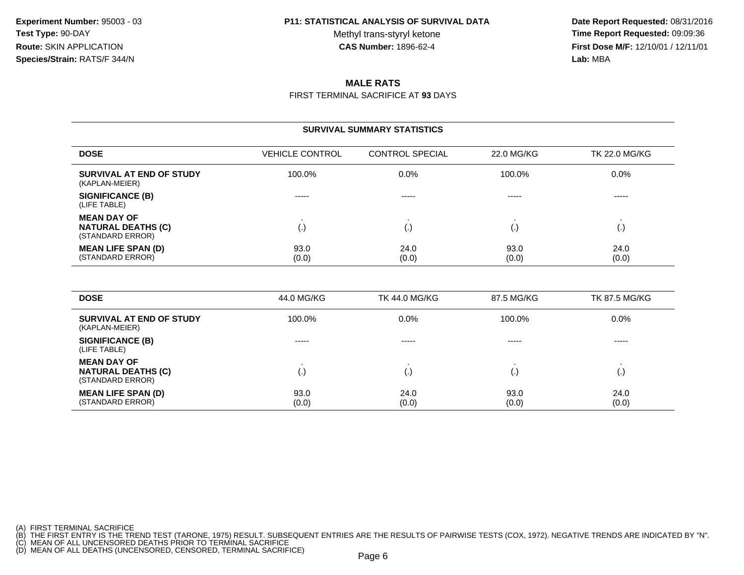**Experiment Number:** 95003 - 03
**Test Type:** 90-DAY
**Route:** SKIN APPLICATION
**Species/Strain:** RATS/F 344/N

**P11: STATISTICAL ANALYSIS OF SURVIVAL DATA**
Methyl trans-styryl ketone
**CAS Number:** 1896-62-4

**Date Report Requested:** 08/31/2016
**Time Report Requested:** 09:09:36
**First Dose M/F:** 12/10/01 / 12/11/01
**Lab:** MBA

## MALE RATS

FIRST TERMINAL SACRIFICE AT **93** DAYS

### SURVIVAL SUMMARY STATISTICS

| DOSE | VEHICLE CONTROL | CONTROL SPECIAL | 22.0 MG/KG | TK 22.0 MG/KG |
|---|---|---|---|---|
| **SURVIVAL AT END OF STUDY** (KAPLAN-MEIER) | 100.0% | 0.0% | 100.0% | 0.0% |
| **SIGNIFICANCE (B)** (LIFE TABLE) | ----- | ----- | ----- | ----- |
| **MEAN DAY OF NATURAL DEATHS (C)** (STANDARD ERROR) | . (.) | . (.) | . (.) | . (.) |
| **MEAN LIFE SPAN (D)** (STANDARD ERROR) | 93.0 (0.0) | 24.0 (0.0) | 93.0 (0.0) | 24.0 (0.0) |

| DOSE | 44.0 MG/KG | TK 44.0 MG/KG | 87.5 MG/KG | TK 87.5 MG/KG |
|---|---|---|---|---|
| **SURVIVAL AT END OF STUDY** (KAPLAN-MEIER) | 100.0% | 0.0% | 100.0% | 0.0% |
| **SIGNIFICANCE (B)** (LIFE TABLE) | ----- | ----- | ----- | ----- |
| **MEAN DAY OF NATURAL DEATHS (C)** (STANDARD ERROR) | . (.) | . (.) | . (.) | . (.) |
| **MEAN LIFE SPAN (D)** (STANDARD ERROR) | 93.0 (0.0) | 24.0 (0.0) | 93.0 (0.0) | 24.0 (0.0) |

(A) FIRST TERMINAL SACRIFICE
(B) THE FIRST ENTRY IS THE TREND TEST (TARONE, 1975) RESULT. SUBSEQUENT ENTRIES ARE THE RESULTS OF PAIRWISE TESTS (COX, 1972). NEGATIVE TRENDS ARE INDICATED BY "N".
(C) MEAN OF ALL UNCENSORED DEATHS PRIOR TO TERMINAL SACRIFICE
(D) MEAN OF ALL DEATHS (UNCENSORED, CENSORED, TERMINAL SACRIFICE)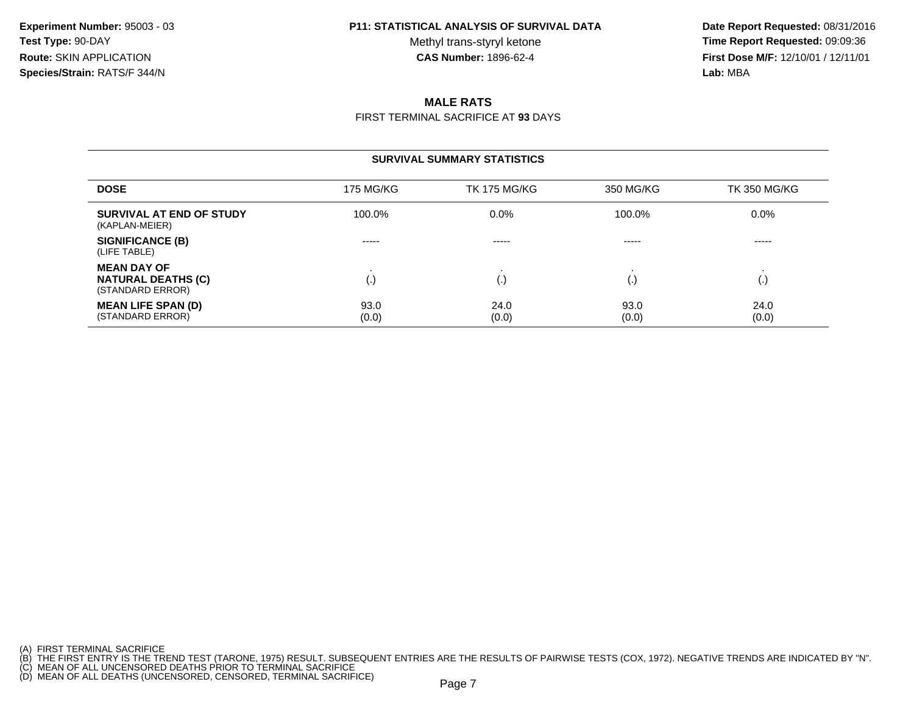**Experiment Number:** 95003 - 03
**Test Type:** 90-DAY
**Route:** SKIN APPLICATION
**Species/Strain:** RATS/F 344/N

**P11: STATISTICAL ANALYSIS OF SURVIVAL DATA**
Methyl trans-styryl ketone
**CAS Number:** 1896-62-4

**Date Report Requested:** 08/31/2016
**Time Report Requested:** 09:09:36
**First Dose M/F:** 12/10/01 / 12/11/01
**Lab:** MBA

## MALE RATS

FIRST TERMINAL SACRIFICE AT **93** DAYS

### SURVIVAL SUMMARY STATISTICS

| DOSE | 175 MG/KG | TK 175 MG/KG | 350 MG/KG | TK 350 MG/KG |
|---|---|---|---|---|
| **SURVIVAL AT END OF STUDY** (KAPLAN-MEIER) | 100.0% | 0.0% | 100.0% | 0.0% |
| **SIGNIFICANCE (B)** (LIFE TABLE) | ----- | ----- | ----- | ----- |
| **MEAN DAY OF NATURAL DEATHS (C)** (STANDARD ERROR) | . (.) | . (.) | . (.) | . (.) |
| **MEAN LIFE SPAN (D)** (STANDARD ERROR) | 93.0 (0.0) | 24.0 (0.0) | 93.0 (0.0) | 24.0 (0.0) |

(A) FIRST TERMINAL SACRIFICE
(B) THE FIRST ENTRY IS THE TREND TEST (TARONE, 1975) RESULT. SUBSEQUENT ENTRIES ARE THE RESULTS OF PAIRWISE TESTS (COX, 1972). NEGATIVE TRENDS ARE INDICATED BY "N".
(C) MEAN OF ALL UNCENSORED DEATHS PRIOR TO TERMINAL SACRIFICE
(D) MEAN OF ALL DEATHS (UNCENSORED, CENSORED, TERMINAL SACRIFICE)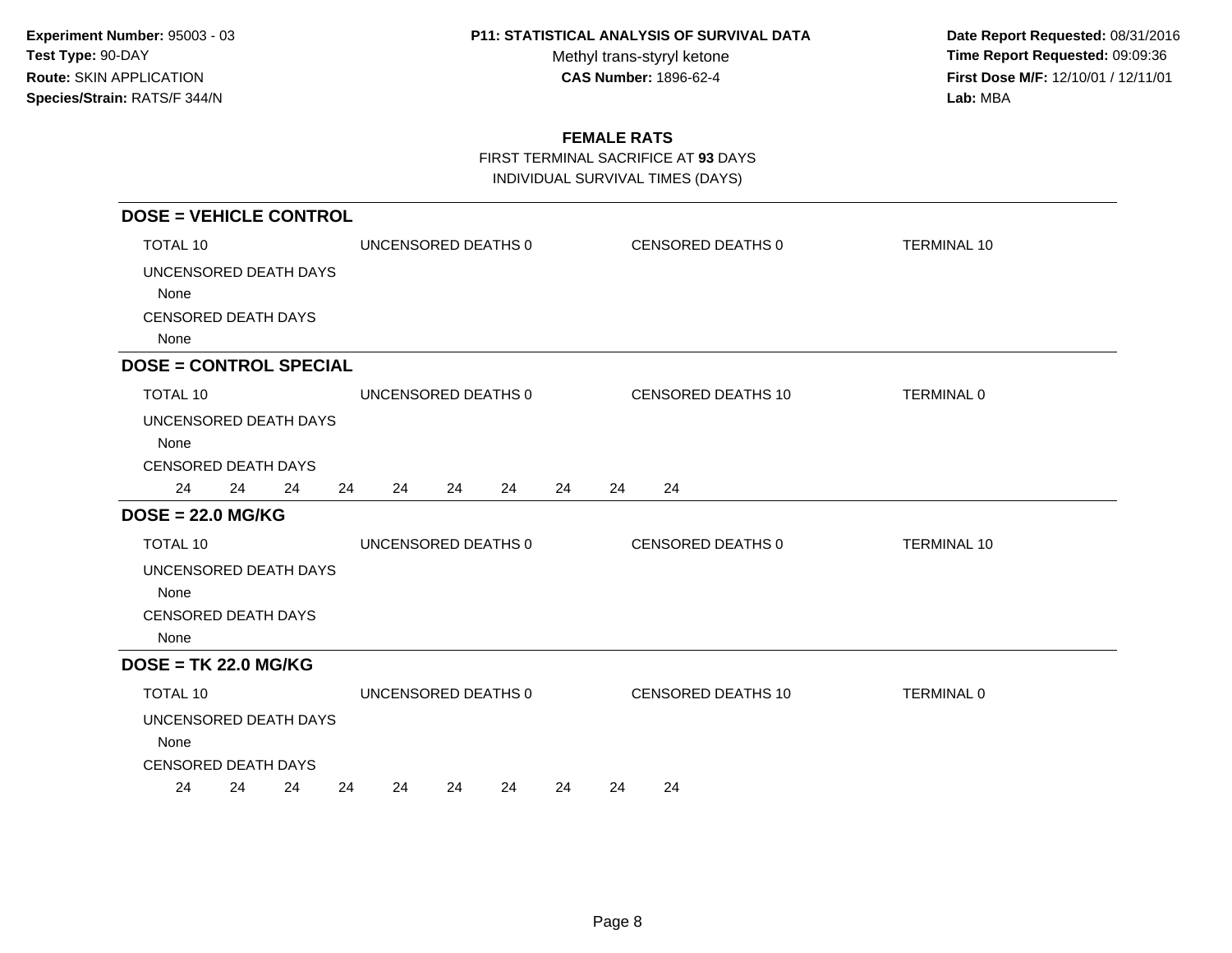**Experiment Number:** 95003 - 03
**Test Type:** 90-DAY
**Route:** SKIN APPLICATION
**Species/Strain:** RATS/F 344/N

**P11: STATISTICAL ANALYSIS OF SURVIVAL DATA**
Methyl trans-styryl ketone
**CAS Number:** 1896-62-4

**Date Report Requested:** 08/31/2016
**Time Report Requested:** 09:09:36
**First Dose M/F:** 12/10/01 / 12/11/01
**Lab:** MBA

## FEMALE RATS

FIRST TERMINAL SACRIFICE AT **93** DAYS
INDIVIDUAL SURVIVAL TIMES (DAYS)

### DOSE = VEHICLE CONTROL

TOTAL 10 | UNCENSORED DEATHS 0 | CENSORED DEATHS 0 | TERMINAL 10

UNCENSORED DEATH DAYS
None

CENSORED DEATH DAYS
None

### DOSE = CONTROL SPECIAL

TOTAL 10 | UNCENSORED DEATHS 0 | CENSORED DEATHS 10 | TERMINAL 0

UNCENSORED DEATH DAYS
None

CENSORED DEATH DAYS
24 24 24 24 24 24 24 24 24 24

### DOSE = 22.0 MG/KG

TOTAL 10 | UNCENSORED DEATHS 0 | CENSORED DEATHS 0 | TERMINAL 10

UNCENSORED DEATH DAYS
None

CENSORED DEATH DAYS
None

### DOSE = TK 22.0 MG/KG

TOTAL 10 | UNCENSORED DEATHS 0 | CENSORED DEATHS 10 | TERMINAL 0

UNCENSORED DEATH DAYS
None

CENSORED DEATH DAYS
24 24 24 24 24 24 24 24 24 24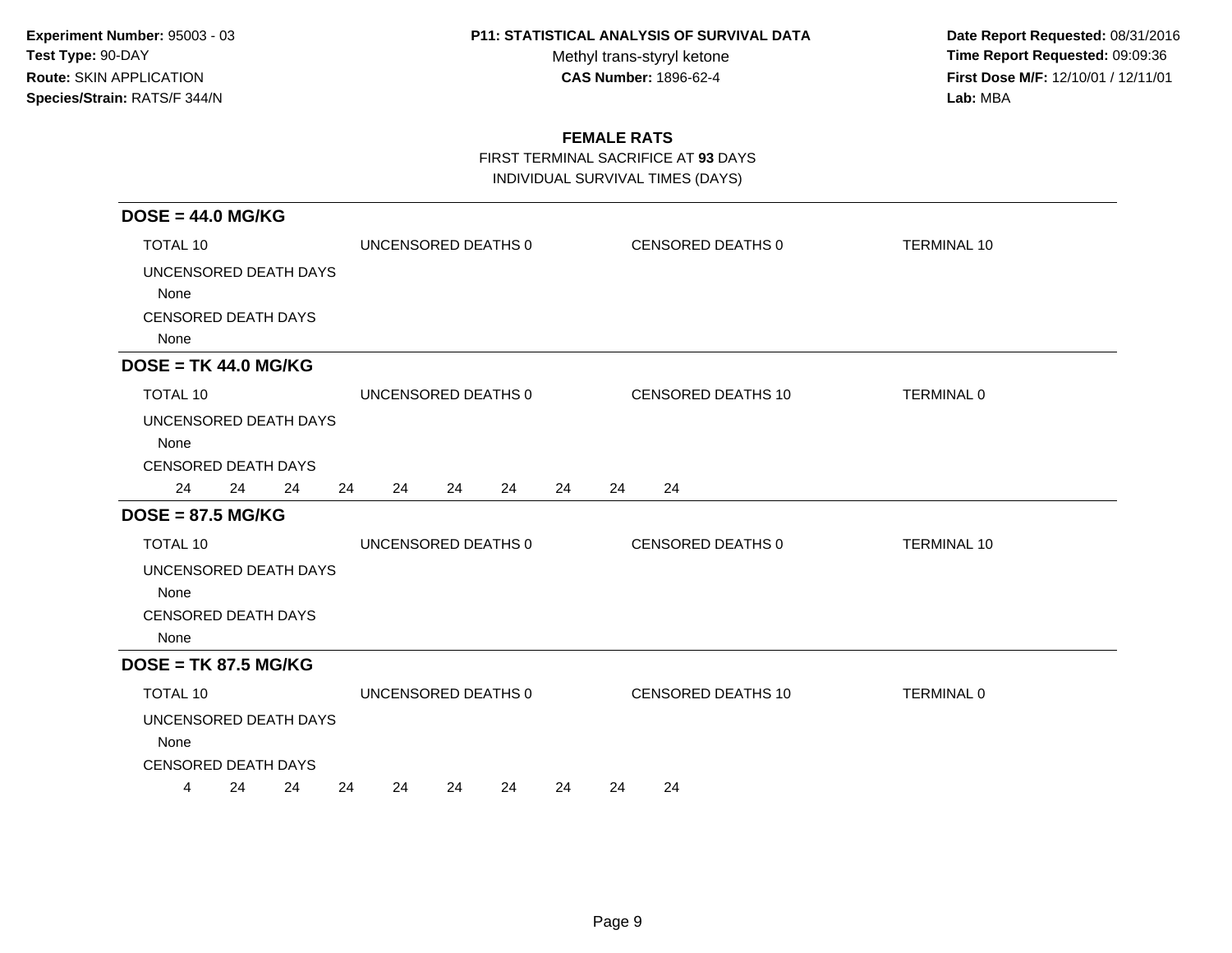**Experiment Number:** 95003 - 03
**Test Type:** 90-DAY
**Route:** SKIN APPLICATION
**Species/Strain:** RATS/F 344/N

**P11: STATISTICAL ANALYSIS OF SURVIVAL DATA**
Methyl trans-styryl ketone
**CAS Number:** 1896-62-4

**Date Report Requested:** 08/31/2016
**Time Report Requested:** 09:09:36
**First Dose M/F:** 12/10/01 / 12/11/01
**Lab:** MBA

## FEMALE RATS

FIRST TERMINAL SACRIFICE AT **93** DAYS
INDIVIDUAL SURVIVAL TIMES (DAYS)

### DOSE = 44.0 MG/KG

TOTAL 10 | UNCENSORED DEATHS 0 | CENSORED DEATHS 0 | TERMINAL 10

UNCENSORED DEATH DAYS
None

CENSORED DEATH DAYS
None

### DOSE = TK 44.0 MG/KG

TOTAL 10 | UNCENSORED DEATHS 0 | CENSORED DEATHS 10 | TERMINAL 0

UNCENSORED DEATH DAYS
None

CENSORED DEATH DAYS
24 24 24 24 24 24 24 24 24 24

### DOSE = 87.5 MG/KG

TOTAL 10 | UNCENSORED DEATHS 0 | CENSORED DEATHS 0 | TERMINAL 10

UNCENSORED DEATH DAYS
None

CENSORED DEATH DAYS
None

### DOSE = TK 87.5 MG/KG

TOTAL 10 | UNCENSORED DEATHS 0 | CENSORED DEATHS 10 | TERMINAL 0

UNCENSORED DEATH DAYS
None

CENSORED DEATH DAYS
4 24 24 24 24 24 24 24 24 24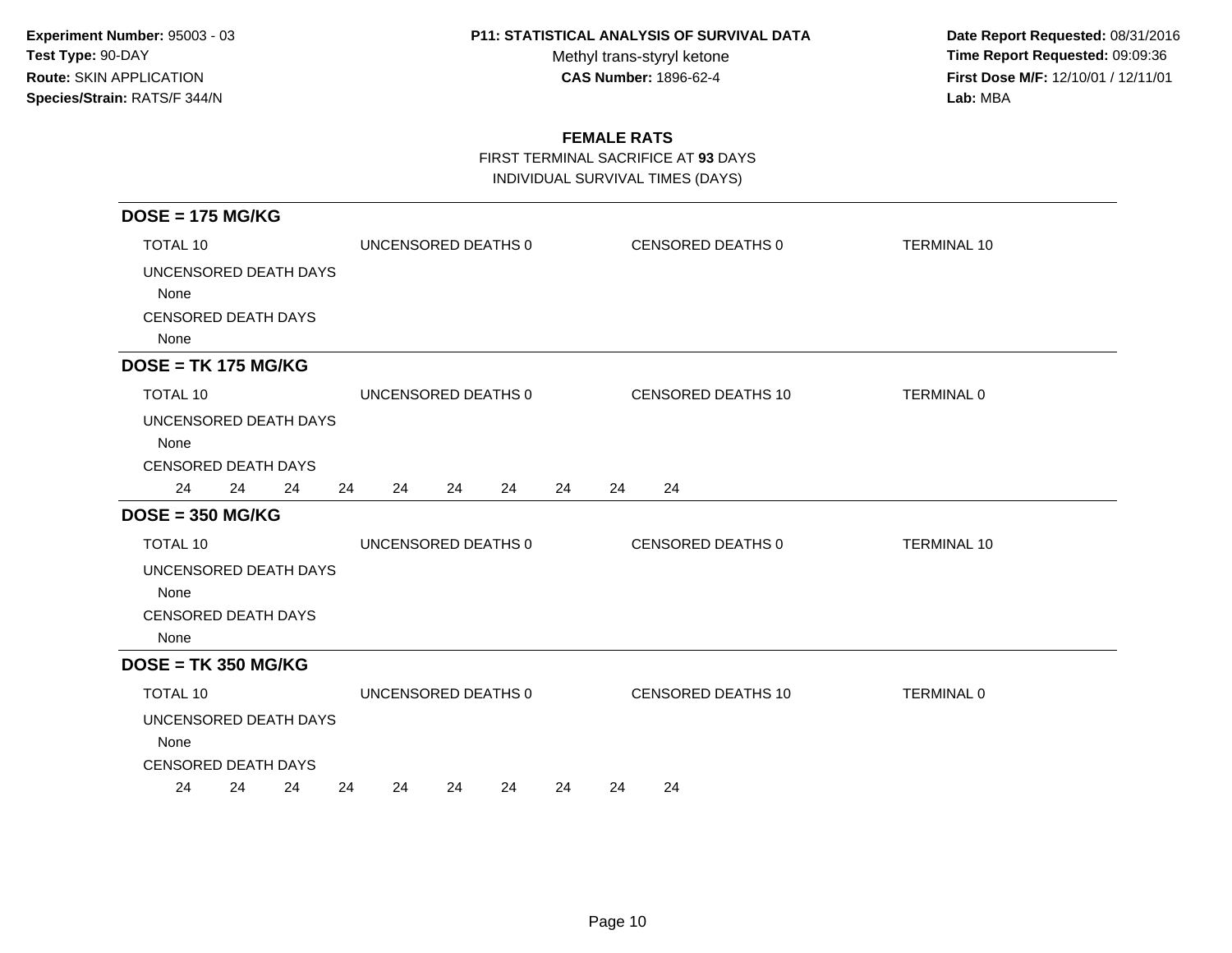**Experiment Number:** 95003 - 03
**Test Type:** 90-DAY
**Route:** SKIN APPLICATION
**Species/Strain:** RATS/F 344/N

**P11: STATISTICAL ANALYSIS OF SURVIVAL DATA**
Methyl trans-styryl ketone
**CAS Number:** 1896-62-4

**Date Report Requested:** 08/31/2016
**Time Report Requested:** 09:09:36
**First Dose M/F:** 12/10/01 / 12/11/01
**Lab:** MBA

## FEMALE RATS

FIRST TERMINAL SACRIFICE AT **93** DAYS
INDIVIDUAL SURVIVAL TIMES (DAYS)

### DOSE = 175 MG/KG

TOTAL 10 | UNCENSORED DEATHS 0 | CENSORED DEATHS 0 | TERMINAL 10

UNCENSORED DEATH DAYS
None

CENSORED DEATH DAYS
None

### DOSE = TK 175 MG/KG

TOTAL 10 | UNCENSORED DEATHS 0 | CENSORED DEATHS 10 | TERMINAL 0

UNCENSORED DEATH DAYS
None

CENSORED DEATH DAYS
24 24 24 24 24 24 24 24 24 24

### DOSE = 350 MG/KG

TOTAL 10 | UNCENSORED DEATHS 0 | CENSORED DEATHS 0 | TERMINAL 10

UNCENSORED DEATH DAYS
None

CENSORED DEATH DAYS
None

### DOSE = TK 350 MG/KG

TOTAL 10 | UNCENSORED DEATHS 0 | CENSORED DEATHS 10 | TERMINAL 0

UNCENSORED DEATH DAYS
None

CENSORED DEATH DAYS
24 24 24 24 24 24 24 24 24 24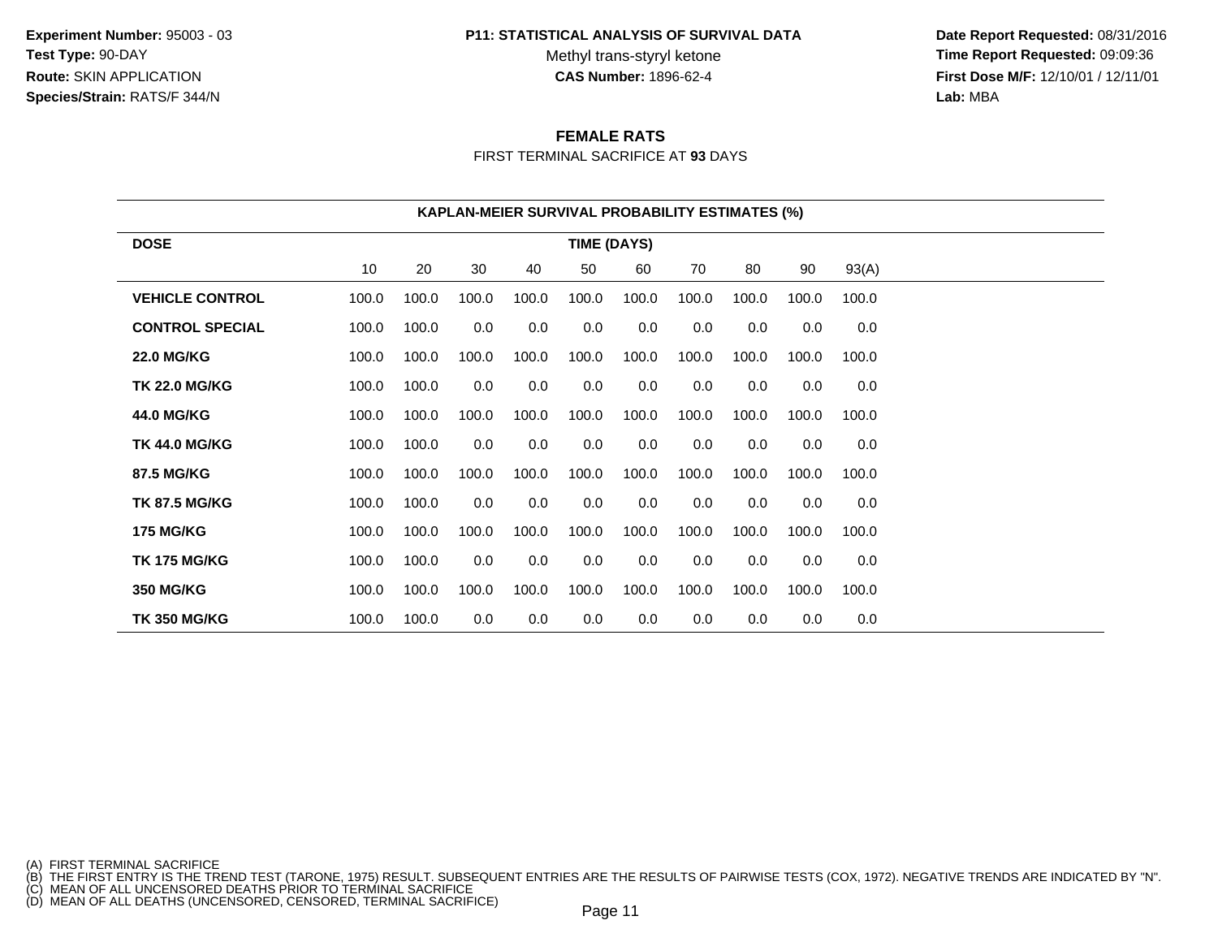**Experiment Number:** 95003 - 03
**Test Type:** 90-DAY
**Route:** SKIN APPLICATION
**Species/Strain:** RATS/F 344/N

**P11: STATISTICAL ANALYSIS OF SURVIVAL DATA**
Methyl trans-styryl ketone
**CAS Number:** 1896-62-4

**Date Report Requested:** 08/31/2016
**Time Report Requested:** 09:09:36
**First Dose M/F:** 12/10/01 / 12/11/01
**Lab:** MBA

## FEMALE RATS

FIRST TERMINAL SACRIFICE AT **93** DAYS

**KAPLAN-MEIER SURVIVAL PROBABILITY ESTIMATES (%)**

| DOSE | TIME (DAYS) | | | | | | | | | |
|---|---|---|---|---|---|---|---|---|---|---|
| | 10 | 20 | 30 | 40 | 50 | 60 | 70 | 80 | 90 | 93(A) |
| **VEHICLE CONTROL** | 100.0 | 100.0 | 100.0 | 100.0 | 100.0 | 100.0 | 100.0 | 100.0 | 100.0 | 100.0 |
| **CONTROL SPECIAL** | 100.0 | 100.0 | 0.0 | 0.0 | 0.0 | 0.0 | 0.0 | 0.0 | 0.0 | 0.0 |
| **22.0 MG/KG** | 100.0 | 100.0 | 100.0 | 100.0 | 100.0 | 100.0 | 100.0 | 100.0 | 100.0 | 100.0 |
| **TK 22.0 MG/KG** | 100.0 | 100.0 | 0.0 | 0.0 | 0.0 | 0.0 | 0.0 | 0.0 | 0.0 | 0.0 |
| **44.0 MG/KG** | 100.0 | 100.0 | 100.0 | 100.0 | 100.0 | 100.0 | 100.0 | 100.0 | 100.0 | 100.0 |
| **TK 44.0 MG/KG** | 100.0 | 100.0 | 0.0 | 0.0 | 0.0 | 0.0 | 0.0 | 0.0 | 0.0 | 0.0 |
| **87.5 MG/KG** | 100.0 | 100.0 | 100.0 | 100.0 | 100.0 | 100.0 | 100.0 | 100.0 | 100.0 | 100.0 |
| **TK 87.5 MG/KG** | 100.0 | 100.0 | 0.0 | 0.0 | 0.0 | 0.0 | 0.0 | 0.0 | 0.0 | 0.0 |
| **175 MG/KG** | 100.0 | 100.0 | 100.0 | 100.0 | 100.0 | 100.0 | 100.0 | 100.0 | 100.0 | 100.0 |
| **TK 175 MG/KG** | 100.0 | 100.0 | 0.0 | 0.0 | 0.0 | 0.0 | 0.0 | 0.0 | 0.0 | 0.0 |
| **350 MG/KG** | 100.0 | 100.0 | 100.0 | 100.0 | 100.0 | 100.0 | 100.0 | 100.0 | 100.0 | 100.0 |
| **TK 350 MG/KG** | 100.0 | 100.0 | 0.0 | 0.0 | 0.0 | 0.0 | 0.0 | 0.0 | 0.0 | 0.0 |

(A) FIRST TERMINAL SACRIFICE
(B) THE FIRST ENTRY IS THE TREND TEST (TARONE, 1975) RESULT. SUBSEQUENT ENTRIES ARE THE RESULTS OF PAIRWISE TESTS (COX, 1972). NEGATIVE TRENDS ARE INDICATED BY "N".
(C) MEAN OF ALL UNCENSORED DEATHS PRIOR TO TERMINAL SACRIFICE
(D) MEAN OF ALL DEATHS (UNCENSORED, CENSORED, TERMINAL SACRIFICE)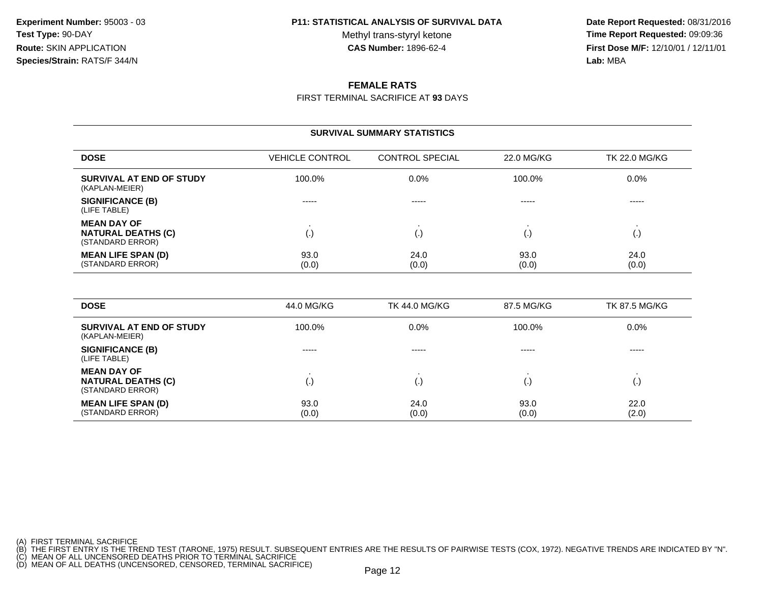**Experiment Number:** 95003 - 03
**Test Type:** 90-DAY
**Route:** SKIN APPLICATION
**Species/Strain:** RATS/F 344/N

**P11: STATISTICAL ANALYSIS OF SURVIVAL DATA**
Methyl trans-styryl ketone
**CAS Number:** 1896-62-4

**Date Report Requested:** 08/31/2016
**Time Report Requested:** 09:09:36
**First Dose M/F:** 12/10/01 / 12/11/01
**Lab:** MBA

## FEMALE RATS

FIRST TERMINAL SACRIFICE AT **93** DAYS

### SURVIVAL SUMMARY STATISTICS

| DOSE | VEHICLE CONTROL | CONTROL SPECIAL | 22.0 MG/KG | TK 22.0 MG/KG |
|---|---|---|---|---|
| **SURVIVAL AT END OF STUDY** (KAPLAN-MEIER) | 100.0% | 0.0% | 100.0% | 0.0% |
| **SIGNIFICANCE (B)** (LIFE TABLE) | ----- | ----- | ----- | ----- |
| **MEAN DAY OF NATURAL DEATHS (C)** (STANDARD ERROR) | . (.) | . (.) | . (.) | . (.) |
| **MEAN LIFE SPAN (D)** (STANDARD ERROR) | 93.0 (0.0) | 24.0 (0.0) | 93.0 (0.0) | 24.0 (0.0) |

| DOSE | 44.0 MG/KG | TK 44.0 MG/KG | 87.5 MG/KG | TK 87.5 MG/KG |
|---|---|---|---|---|
| **SURVIVAL AT END OF STUDY** (KAPLAN-MEIER) | 100.0% | 0.0% | 100.0% | 0.0% |
| **SIGNIFICANCE (B)** (LIFE TABLE) | ----- | ----- | ----- | ----- |
| **MEAN DAY OF NATURAL DEATHS (C)** (STANDARD ERROR) | . (.) | . (.) | . (.) | . (.) |
| **MEAN LIFE SPAN (D)** (STANDARD ERROR) | 93.0 (0.0) | 24.0 (0.0) | 93.0 (0.0) | 22.0 (2.0) |

(A) FIRST TERMINAL SACRIFICE
(B) THE FIRST ENTRY IS THE TREND TEST (TARONE, 1975) RESULT. SUBSEQUENT ENTRIES ARE THE RESULTS OF PAIRWISE TESTS (COX, 1972). NEGATIVE TRENDS ARE INDICATED BY "N".
(C) MEAN OF ALL UNCENSORED DEATHS PRIOR TO TERMINAL SACRIFICE
(D) MEAN OF ALL DEATHS (UNCENSORED, CENSORED, TERMINAL SACRIFICE)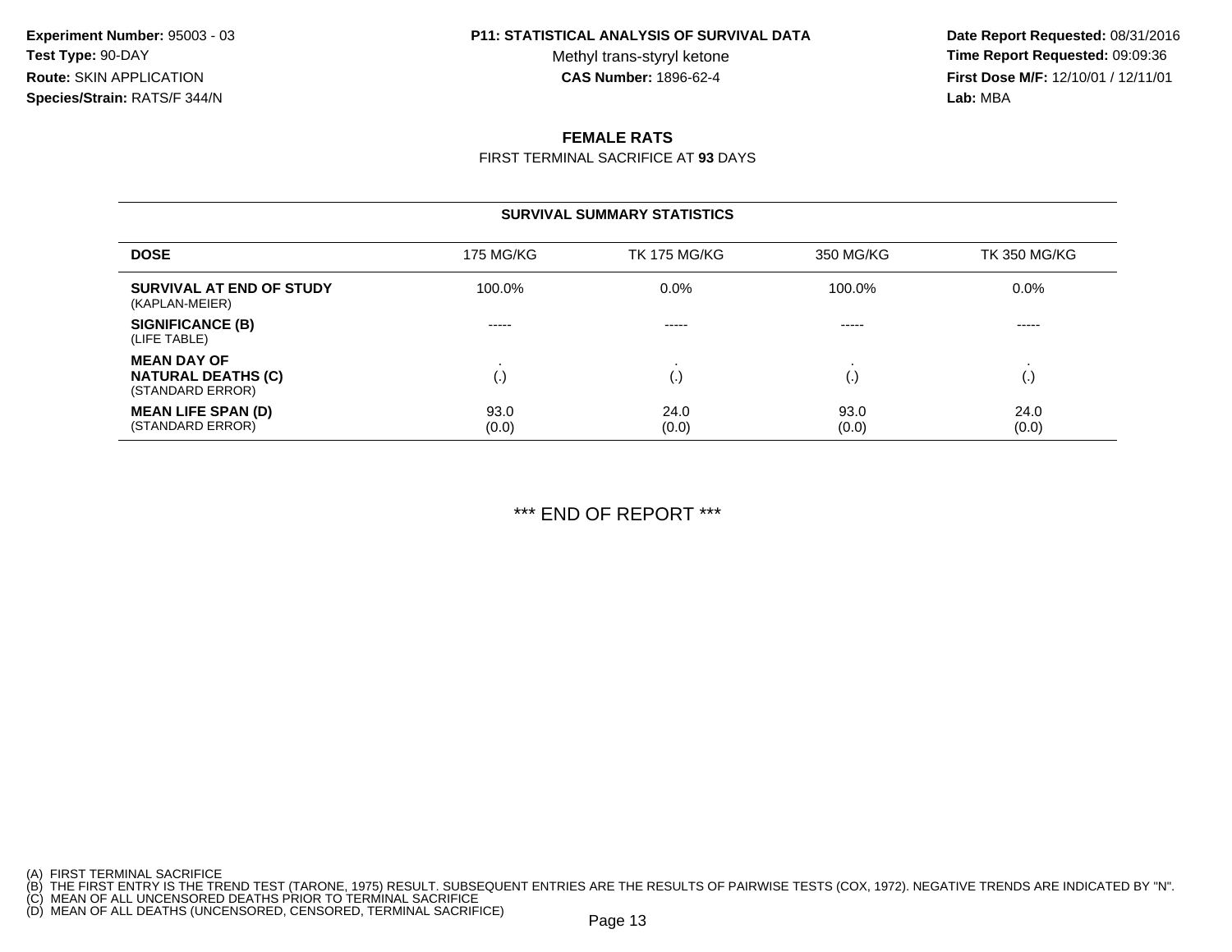**Experiment Number:** 95003 - 03
**Test Type:** 90-DAY
**Route:** SKIN APPLICATION
**Species/Strain:** RATS/F 344/N

**P11: STATISTICAL ANALYSIS OF SURVIVAL DATA**
Methyl trans-styryl ketone
**CAS Number:** 1896-62-4

**Date Report Requested:** 08/31/2016
**Time Report Requested:** 09:09:36
**First Dose M/F:** 12/10/01 / 12/11/01
**Lab:** MBA

## FEMALE RATS

FIRST TERMINAL SACRIFICE AT **93** DAYS

### SURVIVAL SUMMARY STATISTICS

| DOSE | 175 MG/KG | TK 175 MG/KG | 350 MG/KG | TK 350 MG/KG |
|---|---|---|---|---|
| **SURVIVAL AT END OF STUDY** (KAPLAN-MEIER) | 100.0% | 0.0% | 100.0% | 0.0% |
| **SIGNIFICANCE (B)** (LIFE TABLE) | ----- | ----- | ----- | ----- |
| **MEAN DAY OF NATURAL DEATHS (C)** (STANDARD ERROR) | . (.) | . (.) | . (.) | . (.) |
| **MEAN LIFE SPAN (D)** (STANDARD ERROR) | 93.0 (0.0) | 24.0 (0.0) | 93.0 (0.0) | 24.0 (0.0) |

\*\*\* END OF REPORT \*\*\*

(A) FIRST TERMINAL SACRIFICE
(B) THE FIRST ENTRY IS THE TREND TEST (TARONE, 1975) RESULT. SUBSEQUENT ENTRIES ARE THE RESULTS OF PAIRWISE TESTS (COX, 1972). NEGATIVE TRENDS ARE INDICATED BY "N".
(C) MEAN OF ALL UNCENSORED DEATHS PRIOR TO TERMINAL SACRIFICE
(D) MEAN OF ALL DEATHS (UNCENSORED, CENSORED, TERMINAL SACRIFICE)